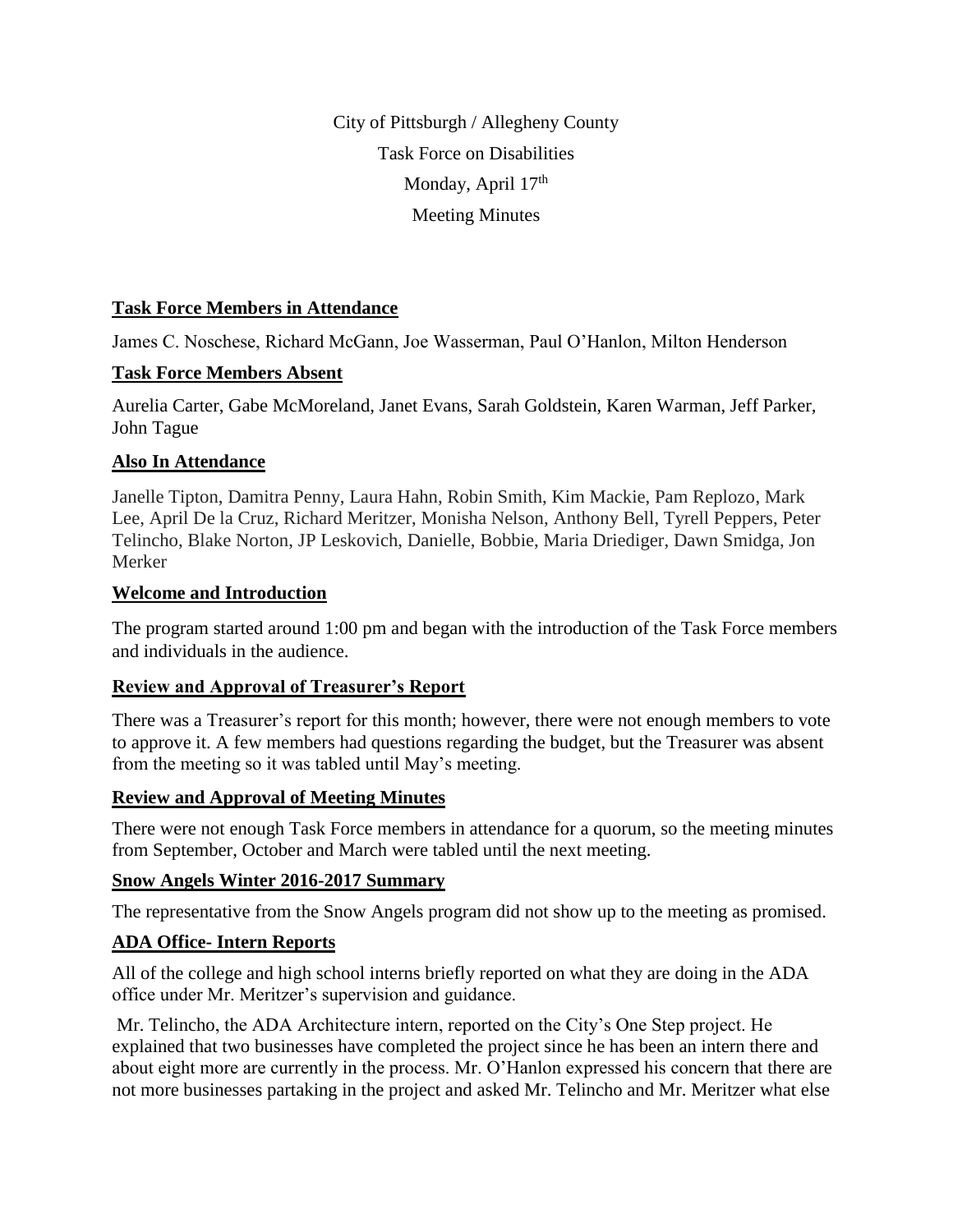City of Pittsburgh / Allegheny County

Task Force on Disabilities

Monday, April 17th

Meeting Minutes

## Task Force Members in Attendance

James C. Noschese, Richard McGann, Joe Wasserman, Paul O'Hanlon, Milton Henderson

## Task Force Members Absent

Aurelia Carter, Gabe McMoreland, Janet Evans, Sarah Goldstein, Karen Warman, Jeff Parker, John Tague

## Also In Attendance

Janelle Tipton, Damitra Penny, Laura Hahn, Robin Smith, Kim Mackie, Pam Replozo, Mark Lee, April De la Cruz, Richard Meritzer, Monisha Nelson, Anthony Bell, Tyrell Peppers, Peter Telincho, Blake Norton, JP Leskovich, Danielle, Bobbie, Maria Driediger, Dawn Smidga, Jon Merker

## Welcome and Introduction

The program started around 1:00 pm and began with the introduction of the Task Force members and individuals in the audience.

## Review and Approval of Treasurer's Report

There was a Treasurer's report for this month; however, there were not enough members to vote to approve it. A few members had questions regarding the budget, but the Treasurer was absent from the meeting so it was tabled until May's meeting.

## Review and Approval of Meeting Minutes

There were not enough Task Force members in attendance for a quorum, so the meeting minutes from September, October and March were tabled until the next meeting.

## Snow Angels Winter 2016-2017 Summary

The representative from the Snow Angels program did not show up to the meeting as promised.

## ADA Office- Intern Reports

All of the college and high school interns briefly reported on what they are doing in the ADA office under Mr. Meritzer's supervision and guidance.

Mr. Telincho, the ADA Architecture intern, reported on the City's One Step project. He explained that two businesses have completed the project since he has been an intern there and about eight more are currently in the process. Mr. O'Hanlon expressed his concern that there are not more businesses partaking in the project and asked Mr. Telincho and Mr. Meritzer what else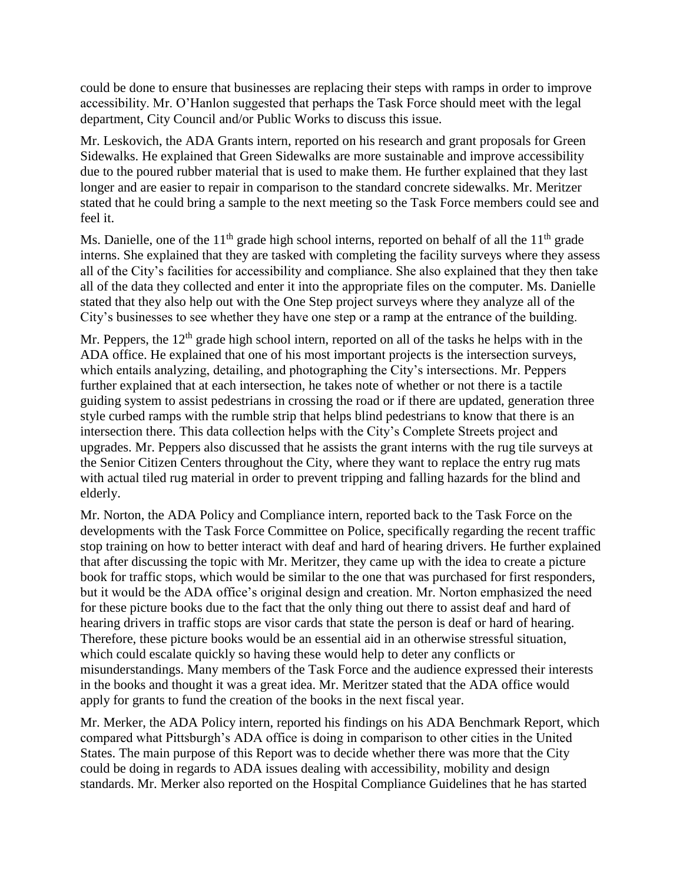could be done to ensure that businesses are replacing their steps with ramps in order to improve accessibility. Mr. O'Hanlon suggested that perhaps the Task Force should meet with the legal department, City Council and/or Public Works to discuss this issue.

Mr. Leskovich, the ADA Grants intern, reported on his research and grant proposals for Green Sidewalks. He explained that Green Sidewalks are more sustainable and improve accessibility due to the poured rubber material that is used to make them. He further explained that they last longer and are easier to repair in comparison to the standard concrete sidewalks. Mr. Meritzer stated that he could bring a sample to the next meeting so the Task Force members could see and feel it.

Ms. Danielle, one of the 11th grade high school interns, reported on behalf of all the 11th grade interns. She explained that they are tasked with completing the facility surveys where they assess all of the City's facilities for accessibility and compliance. She also explained that they then take all of the data they collected and enter it into the appropriate files on the computer. Ms. Danielle stated that they also help out with the One Step project surveys where they analyze all of the City's businesses to see whether they have one step or a ramp at the entrance of the building.

Mr. Peppers, the 12th grade high school intern, reported on all of the tasks he helps with in the ADA office. He explained that one of his most important projects is the intersection surveys, which entails analyzing, detailing, and photographing the City's intersections. Mr. Peppers further explained that at each intersection, he takes note of whether or not there is a tactile guiding system to assist pedestrians in crossing the road or if there are updated, generation three style curbed ramps with the rumble strip that helps blind pedestrians to know that there is an intersection there. This data collection helps with the City's Complete Streets project and upgrades. Mr. Peppers also discussed that he assists the grant interns with the rug tile surveys at the Senior Citizen Centers throughout the City, where they want to replace the entry rug mats with actual tiled rug material in order to prevent tripping and falling hazards for the blind and elderly.

Mr. Norton, the ADA Policy and Compliance intern, reported back to the Task Force on the developments with the Task Force Committee on Police, specifically regarding the recent traffic stop training on how to better interact with deaf and hard of hearing drivers. He further explained that after discussing the topic with Mr. Meritzer, they came up with the idea to create a picture book for traffic stops, which would be similar to the one that was purchased for first responders, but it would be the ADA office's original design and creation. Mr. Norton emphasized the need for these picture books due to the fact that the only thing out there to assist deaf and hard of hearing drivers in traffic stops are visor cards that state the person is deaf or hard of hearing. Therefore, these picture books would be an essential aid in an otherwise stressful situation, which could escalate quickly so having these would help to deter any conflicts or misunderstandings. Many members of the Task Force and the audience expressed their interests in the books and thought it was a great idea. Mr. Meritzer stated that the ADA office would apply for grants to fund the creation of the books in the next fiscal year.

Mr. Merker, the ADA Policy intern, reported his findings on his ADA Benchmark Report, which compared what Pittsburgh's ADA office is doing in comparison to other cities in the United States. The main purpose of this Report was to decide whether there was more that the City could be doing in regards to ADA issues dealing with accessibility, mobility and design standards. Mr. Merker also reported on the Hospital Compliance Guidelines that he has started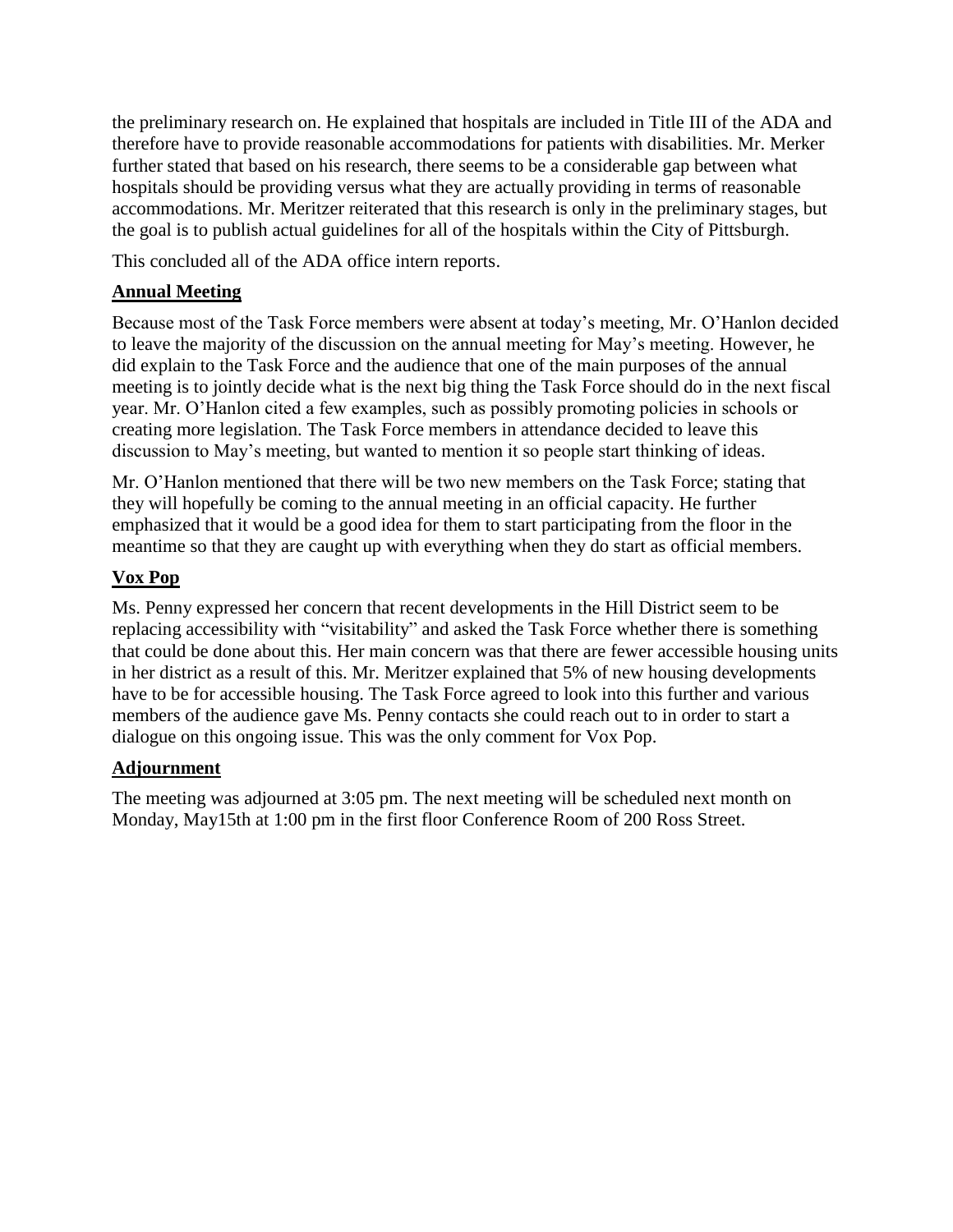the preliminary research on. He explained that hospitals are included in Title III of the ADA and therefore have to provide reasonable accommodations for patients with disabilities. Mr. Merker further stated that based on his research, there seems to be a considerable gap between what hospitals should be providing versus what they are actually providing in terms of reasonable accommodations. Mr. Meritzer reiterated that this research is only in the preliminary stages, but the goal is to publish actual guidelines for all of the hospitals within the City of Pittsburgh.

This concluded all of the ADA office intern reports.

## **Annual Meeting**

Because most of the Task Force members were absent at today's meeting, Mr. O'Hanlon decided to leave the majority of the discussion on the annual meeting for May's meeting. However, he did explain to the Task Force and the audience that one of the main purposes of the annual meeting is to jointly decide what is the next big thing the Task Force should do in the next fiscal year. Mr. O'Hanlon cited a few examples, such as possibly promoting policies in schools or creating more legislation. The Task Force members in attendance decided to leave this discussion to May's meeting, but wanted to mention it so people start thinking of ideas.

Mr. O'Hanlon mentioned that there will be two new members on the Task Force; stating that they will hopefully be coming to the annual meeting in an official capacity. He further emphasized that it would be a good idea for them to start participating from the floor in the meantime so that they are caught up with everything when they do start as official members.

## **Vox Pop**

Ms. Penny expressed her concern that recent developments in the Hill District seem to be replacing accessibility with "visitability" and asked the Task Force whether there is something that could be done about this. Her main concern was that there are fewer accessible housing units in her district as a result of this. Mr. Meritzer explained that 5% of new housing developments have to be for accessible housing. The Task Force agreed to look into this further and various members of the audience gave Ms. Penny contacts she could reach out to in order to start a dialogue on this ongoing issue. This was the only comment for Vox Pop.

## **Adjournment**

The meeting was adjourned at 3:05 pm. The next meeting will be scheduled next month on Monday, May15th at 1:00 pm in the first floor Conference Room of 200 Ross Street.